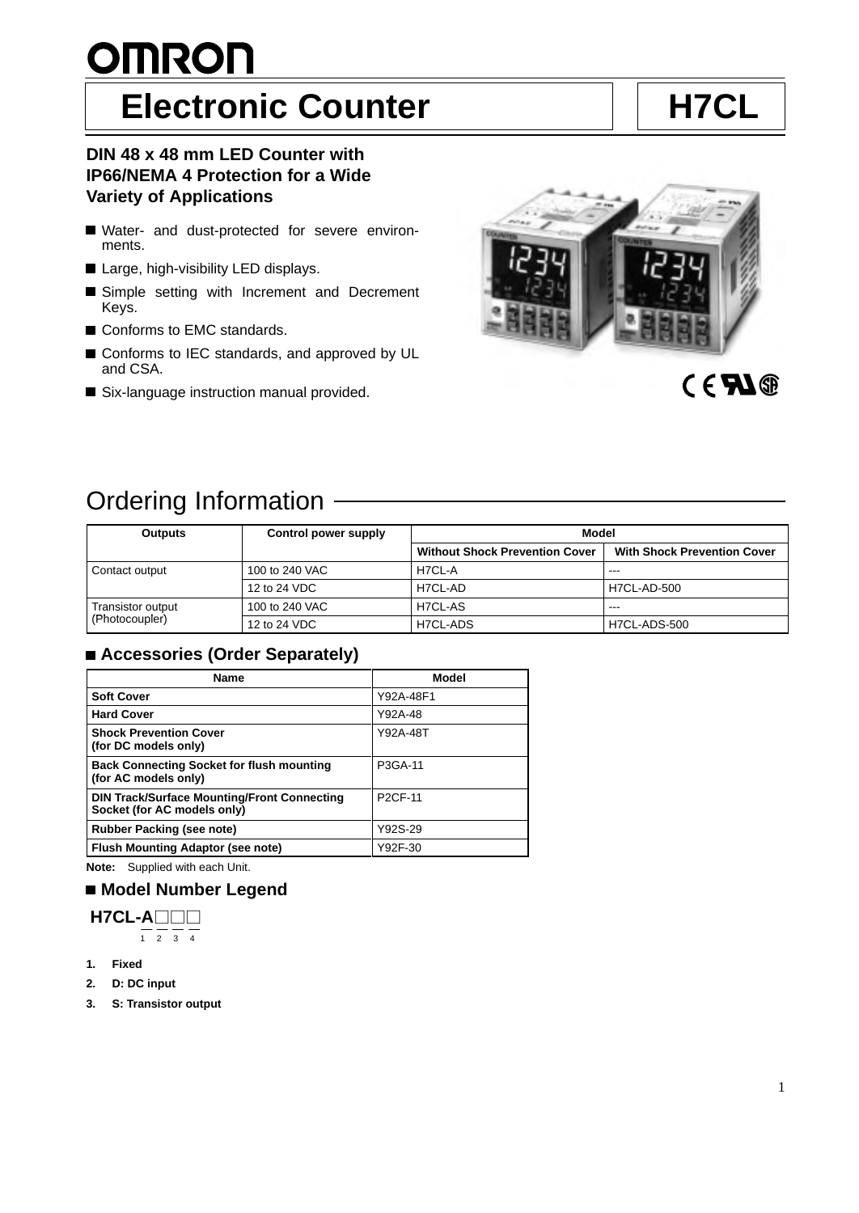OMRON

# Electronic Counter — H7CL

**DIN 48 x 48 mm LED Counter with IP66/NEMA 4 Protection for a Wide Variety of Applications**

- Water- and dust-protected for severe environments.
- Large, high-visibility LED displays.
- Simple setting with Increment and Decrement Keys.
- Conforms to EMC standards.
- Conforms to IEC standards, and approved by UL and CSA.
- Six-language instruction manual provided.

## Ordering Information

| Outputs | Control power supply | Model | |
|---|---|---|---|
| | | Without Shock Prevention Cover | With Shock Prevention Cover |
| Contact output | 100 to 240 VAC | H7CL-A | --- |
| | 12 to 24 VDC | H7CL-AD | H7CL-AD-500 |
| Transistor output (Photocoupler) | 100 to 240 VAC | H7CL-AS | --- |
| | 12 to 24 VDC | H7CL-ADS | H7CL-ADS-500 |

### Accessories (Order Separately)

| Name | Model |
|---|---|
| **Soft Cover** | Y92A-48F1 |
| **Hard Cover** | Y92A-48 |
| **Shock Prevention Cover (for DC models only)** | Y92A-48T |
| **Back Connecting Socket for flush mounting (for AC models only)** | P3GA-11 |
| **DIN Track/Surface Mounting/Front Connecting Socket (for AC models only)** | P2CF-11 |
| **Rubber Packing (see note)** | Y92S-29 |
| **Flush Mounting Adaptor (see note)** | Y92F-30 |

**Note:** Supplied with each Unit.

### Model Number Legend

**H7CL-A□□□**
1 2 3 4

1. **Fixed**
2. **D: DC input**
3. **S: Transistor output**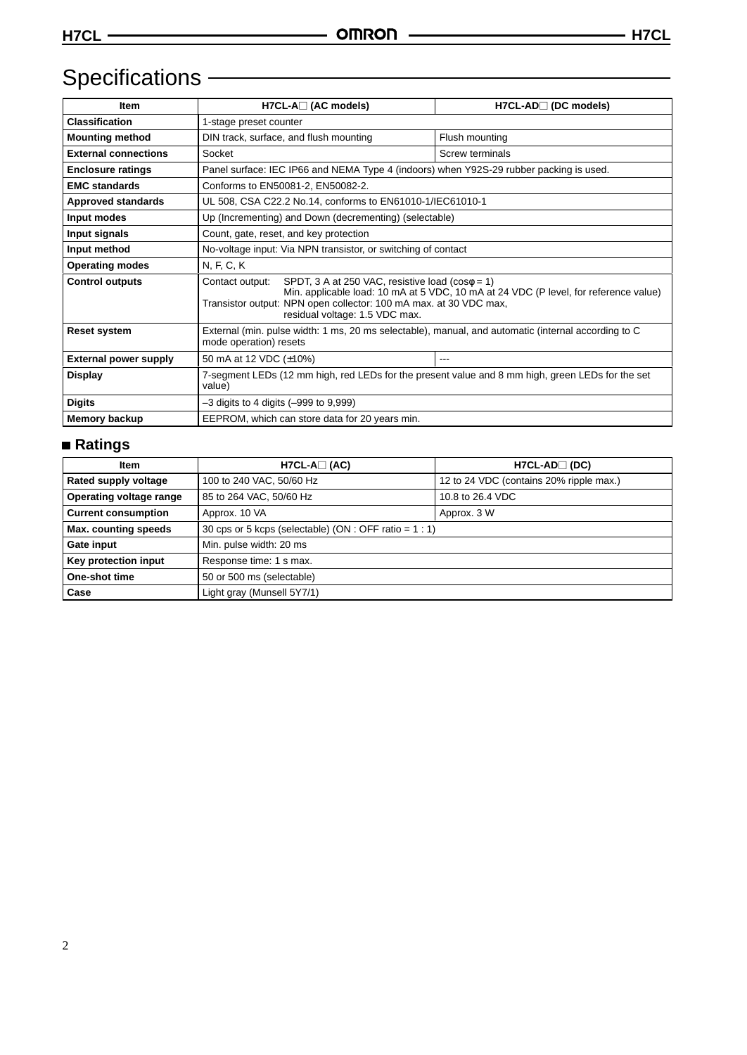# Specifications

| Item | H7CL-A□ (AC models) | H7CL-AD□ (DC models) |
|---|---|---|
| **Classification** | 1-stage preset counter | |
| **Mounting method** | DIN track, surface, and flush mounting | Flush mounting |
| **External connections** | Socket | Screw terminals |
| **Enclosure ratings** | Panel surface: IEC IP66 and NEMA Type 4 (indoors) when Y92S-29 rubber packing is used. | |
| **EMC standards** | Conforms to EN50081-2, EN50082-2. | |
| **Approved standards** | UL 508, CSA C22.2 No.14, conforms to EN61010-1/IEC61010-1 | |
| **Input modes** | Up (Incrementing) and Down (decrementing) (selectable) | |
| **Input signals** | Count, gate, reset, and key protection | |
| **Input method** | No-voltage input: Via NPN transistor, or switching of contact | |
| **Operating modes** | N, F, C, K | |
| **Control outputs** | Contact output: SPDT, 3 A at 250 VAC, resistive load (cosφ = 1) Min. applicable load: 10 mA at 5 VDC, 10 mA at 24 VDC (P level, for reference value) Transistor output: NPN open collector: 100 mA max. at 30 VDC max, residual voltage: 1.5 VDC max. | |
| **Reset system** | External (min. pulse width: 1 ms, 20 ms selectable), manual, and automatic (internal according to C mode operation) resets | |
| **External power supply** | 50 mA at 12 VDC (±10%) | --- |
| **Display** | 7-segment LEDs (12 mm high, red LEDs for the present value and 8 mm high, green LEDs for the set value) | |
| **Digits** | –3 digits to 4 digits (–999 to 9,999) | |
| **Memory backup** | EEPROM, which can store data for 20 years min. | |

## Ratings

| Item | H7CL-A□ (AC) | H7CL-AD□ (DC) |
|---|---|---|
| **Rated supply voltage** | 100 to 240 VAC, 50/60 Hz | 12 to 24 VDC (contains 20% ripple max.) |
| **Operating voltage range** | 85 to 264 VAC, 50/60 Hz | 10.8 to 26.4 VDC |
| **Current consumption** | Approx. 10 VA | Approx. 3 W |
| **Max. counting speeds** | 30 cps or 5 kcps (selectable) (ON : OFF ratio = 1 : 1) | |
| **Gate input** | Min. pulse width: 20 ms | |
| **Key protection input** | Response time: 1 s max. | |
| **One-shot time** | 50 or 500 ms (selectable) | |
| **Case** | Light gray (Munsell 5Y7/1) | |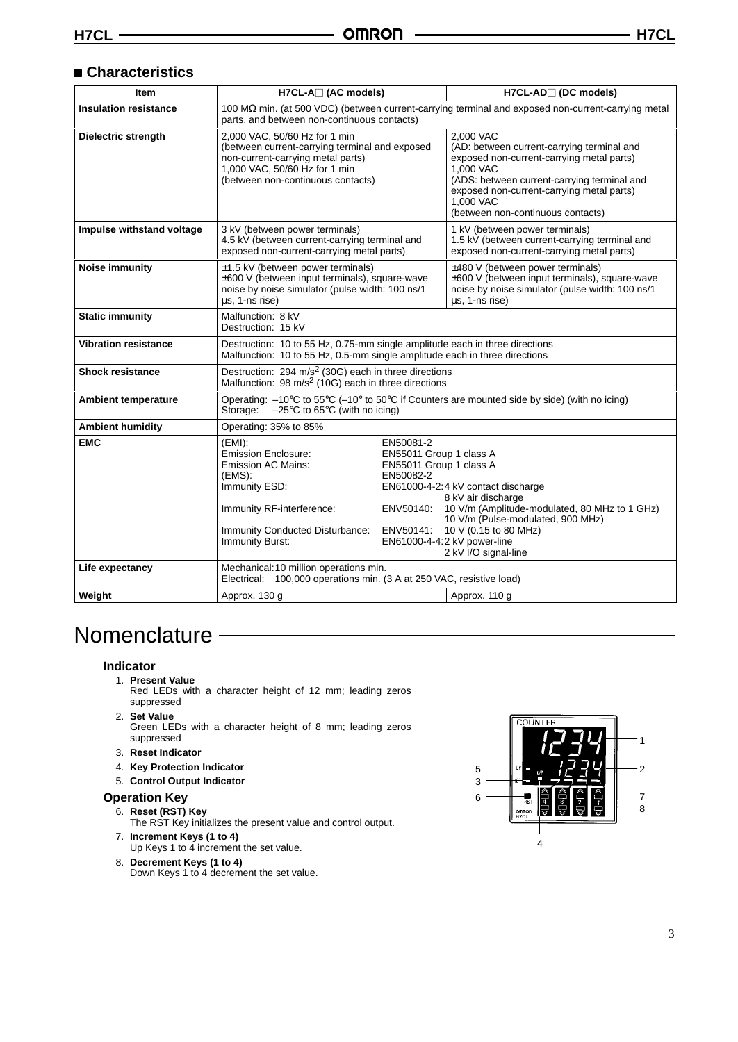## ■ Characteristics

| Item | H7CL-A□ (AC models) | H7CL-AD□ (DC models) |
|---|---|---|
| **Insulation resistance** | 100 MΩ min. (at 500 VDC) (between current-carrying terminal and exposed non-current-carrying metal parts, and between non-continuous contacts) | |
| **Dielectric strength** | 2,000 VAC, 50/60 Hz for 1 min (between current-carrying terminal and exposed non-current-carrying metal parts) 1,000 VAC, 50/60 Hz for 1 min (between non-continuous contacts) | 2,000 VAC (AD: between current-carrying terminal and exposed non-current-carrying metal parts) 1,000 VAC (ADS: between current-carrying terminal and exposed non-current-carrying metal parts) 1,000 VAC (between non-continuous contacts) |
| **Impulse withstand voltage** | 3 kV (between power terminals) 4.5 kV (between current-carrying terminal and exposed non-current-carrying metal parts) | 1 kV (between power terminals) 1.5 kV (between current-carrying terminal and exposed non-current-carrying metal parts) |
| **Noise immunity** | ±1.5 kV (between power terminals) ±600 V (between input terminals), square-wave noise by noise simulator (pulse width: 100 ns/1 µs, 1-ns rise) | ±480 V (between power terminals) ±600 V (between input terminals), square-wave noise by noise simulator (pulse width: 100 ns/1 µs, 1-ns rise) |
| **Static immunity** | Malfunction: 8 kV Destruction: 15 kV | |
| **Vibration resistance** | Destruction: 10 to 55 Hz, 0.75-mm single amplitude each in three directions Malfunction: 10 to 55 Hz, 0.5-mm single amplitude each in three directions | |
| **Shock resistance** | Destruction: 294 m/s² (30G) each in three directions Malfunction: 98 m/s² (10G) each in three directions | |
| **Ambient temperature** | Operating: –10°C to 55°C (–10° to 50°C if Counters are mounted side by side) (with no icing) Storage: –25°C to 65°C (with no icing) | |
| **Ambient humidity** | Operating: 35% to 85% | |
| **EMC** | (EMI): EN50081-2<br>Emission Enclosure: EN55011 Group 1 class A<br>Emission AC Mains: EN55011 Group 1 class A<br>(EMS): EN50082-2<br>Immunity ESD: EN61000-4-2: 4 kV contact discharge, 8 kV air discharge<br>Immunity RF-interference: ENV50140: 10 V/m (Amplitude-modulated, 80 MHz to 1 GHz), 10 V/m (Pulse-modulated, 900 MHz)<br>Immunity Conducted Disturbance: ENV50141: 10 V (0.15 to 80 MHz)<br>Immunity Burst: EN61000-4-4: 2 kV power-line, 2 kV I/O signal-line | |
| **Life expectancy** | Mechanical: 10 million operations min. Electrical: 100,000 operations min. (3 A at 250 VAC, resistive load) | |
| **Weight** | Approx. 130 g | Approx. 110 g |

# Nomenclature

### Indicator

1. **Present Value**
   Red LEDs with a character height of 12 mm; leading zeros suppressed
2. **Set Value**
   Green LEDs with a character height of 8 mm; leading zeros suppressed
3. **Reset Indicator**
4. **Key Protection Indicator**
5. **Control Output Indicator**

### Operation Key

6. **Reset (RST) Key**
   The RST Key initializes the present value and control output.
7. **Increment Keys (1 to 4)**
   Up Keys 1 to 4 increment the set value.
8. **Decrement Keys (1 to 4)**
   Down Keys 1 to 4 decrement the set value.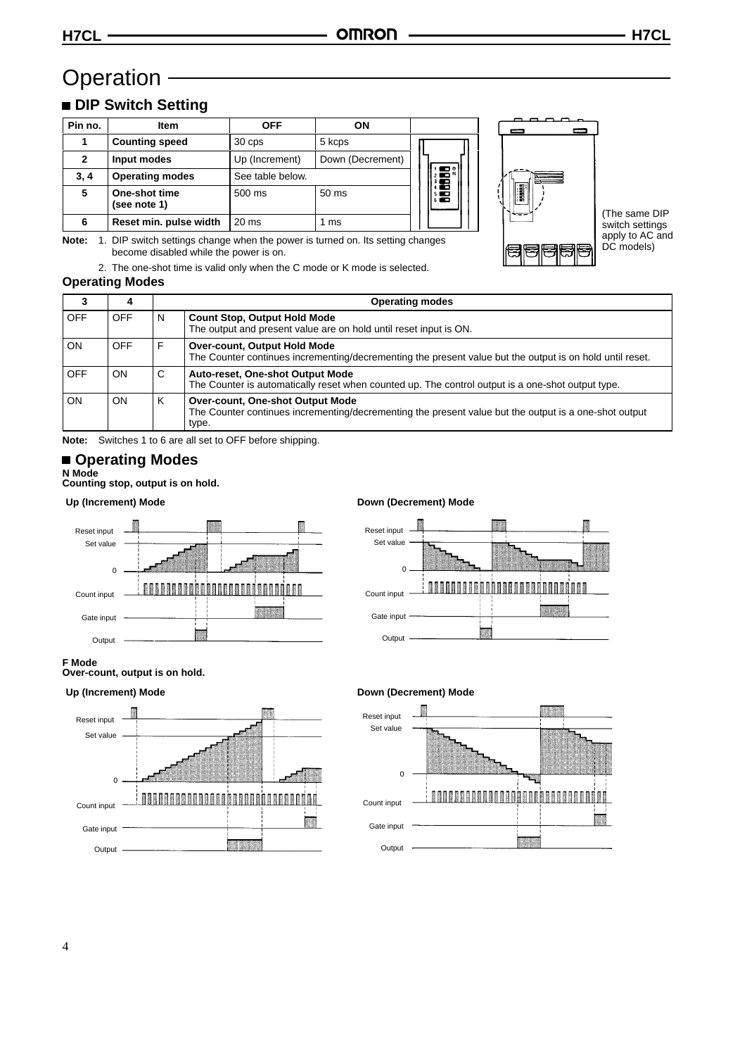# Operation

## ■ DIP Switch Setting

| Pin no. | Item | OFF | ON |
|---|---|---|---|
| 1 | **Counting speed** | 30 cps | 5 kcps |
| 2 | **Input modes** | Up (Increment) | Down (Decrement) |
| 3, 4 | **Operating modes** | See table below. | |
| 5 | **One-shot time (see note 1)** | 500 ms | 50 ms |
| 6 | **Reset min. pulse width** | 20 ms | 1 ms |

(The same DIP switch settings apply to AC and DC models)

**Note:** 1. DIP switch settings change when the power is turned on. Its setting changes become disabled while the power is on.

2. The one-shot time is valid only when the C mode or K mode is selected.

### Operating Modes

| 3 | 4 | Operating modes | |
|---|---|---|---|
| OFF | OFF | N | **Count Stop, Output Hold Mode** The output and present value are on hold until reset input is ON. |
| ON | OFF | F | **Over-count, Output Hold Mode** The Counter continues incrementing/decrementing the present value but the output is on hold until reset. |
| OFF | ON | C | **Auto-reset, One-shot Output Mode** The Counter is automatically reset when counted up. The control output is a one-shot output type. |
| ON | ON | K | **Over-count, One-shot Output Mode** The Counter continues incrementing/decrementing the present value but the output is a one-shot output type. |

**Note:** Switches 1 to 6 are all set to OFF before shipping.

## ■ Operating Modes

**N Mode**
**Counting stop, output is on hold.**

**Up (Increment) Mode**

Reset input
Set value
0
Count input
Gate input
Output

**Down (Decrement) Mode**

Reset input
Set value
0
Count input
Gate input
Output

**F Mode**
**Over-count, output is on hold.**

**Up (Increment) Mode**

Reset input
Set value
0
Count input
Gate input
Output

**Down (Decrement) Mode**

Reset input
Set value
0
Count input
Gate input
Output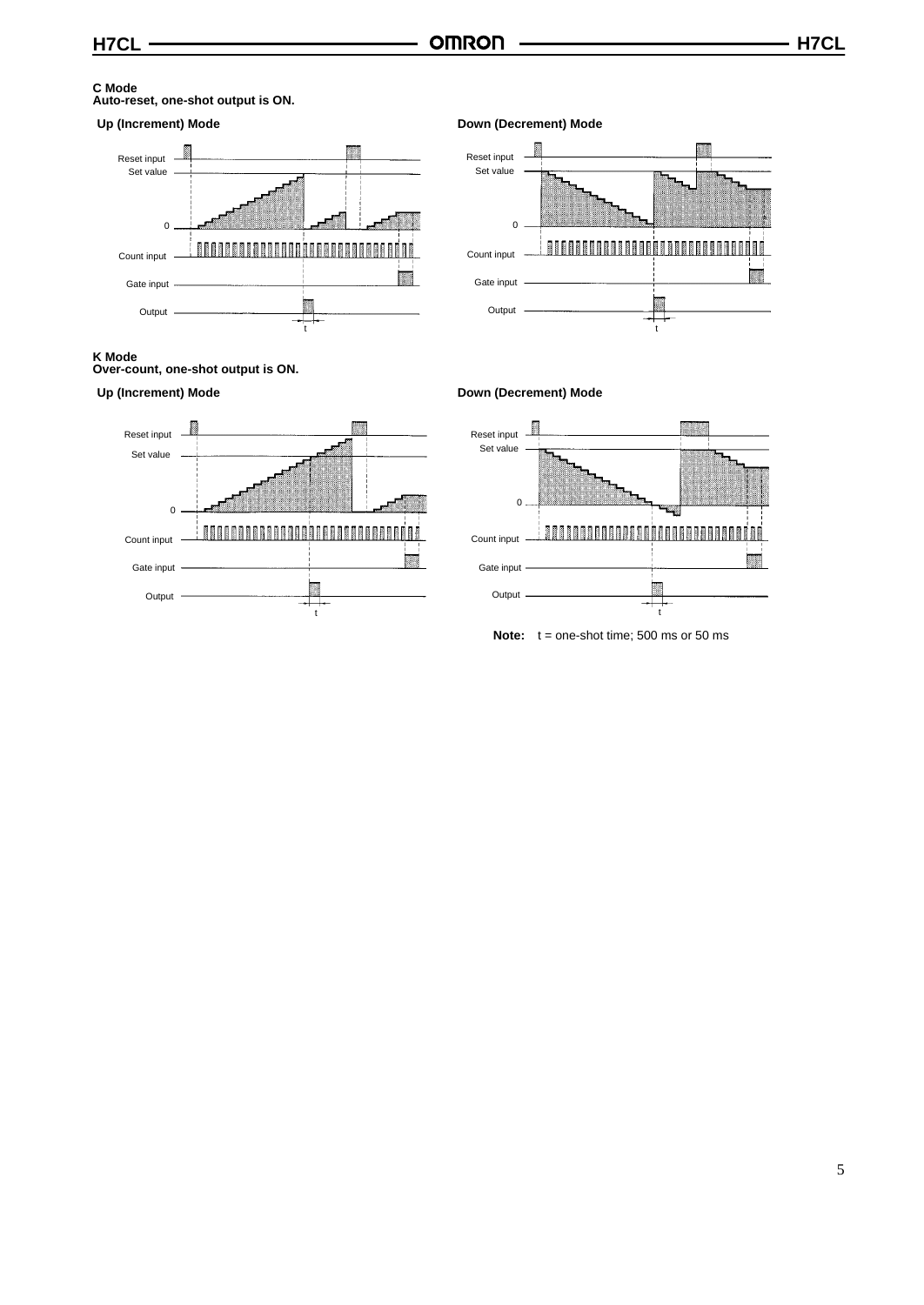**C Mode**
**Auto-reset, one-shot output is ON.**

**Up (Increment) Mode**

Reset input
Set value
0
Count input
Gate input
Output
t

**Down (Decrement) Mode**

Reset input
Set value
0
Count input
Gate input
Output
t

**K Mode**
**Over-count, one-shot output is ON.**

**Up (Increment) Mode**

Reset input
Set value
0
Count input
Gate input
Output
t

**Down (Decrement) Mode**

Reset input
Set value
0
Count input
Gate input
Output
t

**Note:** t = one-shot time; 500 ms or 50 ms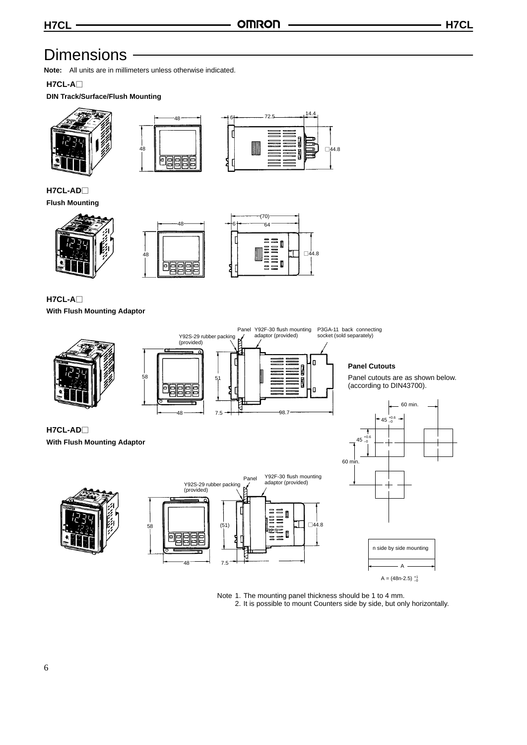# Dimensions

**Note:** All units are in millimeters unless otherwise indicated.

### H7CL-A□

**DIN Track/Surface/Flush Mounting**

48

48

6

72.5

14.4

□44.8

### H7CL-AD□

**Flush Mounting**

48

48

(70)

6

64

□44.8

### H7CL-A□

**With Flush Mounting Adaptor**

Panel Y92F-30 flush mounting adaptor (provided)

P3GA-11 back connecting socket (sold separately)

Y92S-29 rubber packing (provided)

58

51

48

7.5

98.7

### H7CL-AD□

**With Flush Mounting Adaptor**

Panel

Y92F-30 flush mounting adaptor (provided)

Y92S-29 rubber packing (provided)

58

(51)

□44.8

48

7.5

**Panel Cutouts**

Panel cutouts are as shown below. (according to DIN43700).

60 min.

$45^{+0.6}_{-0}$

$45^{+0.6}_{-0}$

60 min.

n side by side mounting

A

$A = (48n-2.5)^{+1}_{-0}$

Note 1. The mounting panel thickness should be 1 to 4 mm.

2. It is possible to mount Counters side by side, but only horizontally.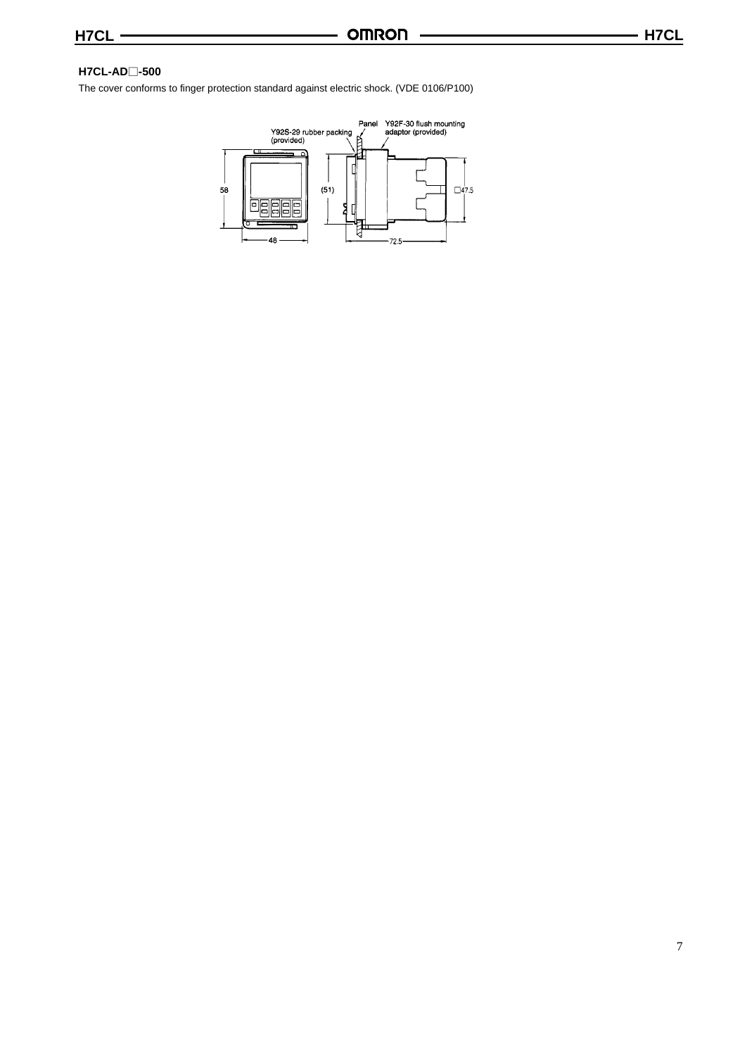### H7CL-AD□-500

The cover conforms to finger protection standard against electric shock. (VDE 0106/P100)

Y92S-29 rubber packing (provided)

Panel

Y92F-30 flush mounting adaptor (provided)

58

(51)

□47.5

48

72.5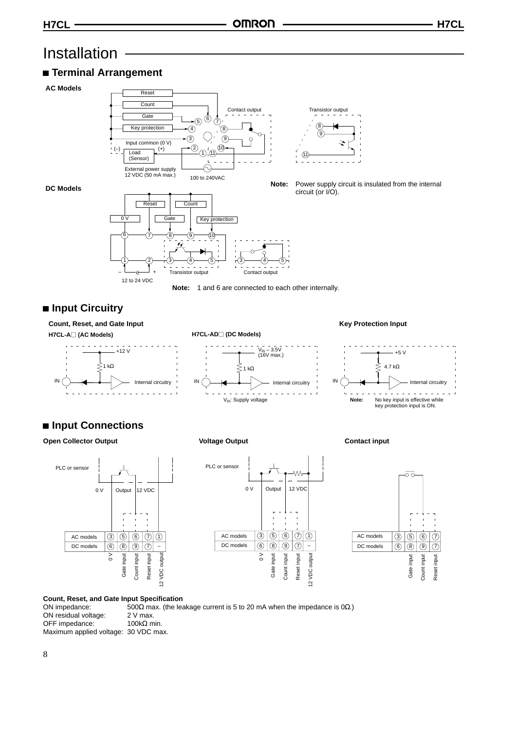# Installation

## Terminal Arrangement

**AC Models**

Reset

Count

Gate

Key protection

Input common (0 V)

(–) (+)

Load (Sensor)

External power supply 12 VDC (50 mA max.)

100 to 240VAC

Contact output

Transistor output

**Note:** Power supply circuit is insulated from the internal circuit (or I/O).

**DC Models**

Reset, Count, 0 V, Gate, Key protection

Transistor output

Contact output

12 to 24 VDC

**Note:** 1 and 6 are connected to each other internally.

## Input Circuitry

**Count, Reset, and Gate Input**

**H7CL-A□ (AC Models)**

+12 V, 1 kΩ, IN, Internal circuitry

**H7CL-AD□ (DC Models)**

$V_{in}$ – 3.5V (16V max.), 1 kΩ, IN, Internal circuitry

$V_{in}$: Supply voltage

**Key Protection Input**

+5 V, 4.7 kΩ, IN, Internal circuitry

**Note:** No key input is effective while key protection input is ON.

## Input Connections

**Open Collector Output**

PLC or sensor

0 V, Output, 12 VDC

| AC models | 3 | 5 | 6 | 7 | 1 |
|---|---|---|---|---|---|
| DC models | 6 | 8 | 9 | 7 | – |
| | 0 V | Gate input | Count input | Reset input | 12 VDC output |

**Voltage Output**

PLC or sensor

0 V, Output, 12 VDC

| AC models | 3 | 5 | 6 | 7 | 1 |
|---|---|---|---|---|---|
| DC models | 6 | 8 | 9 | 7 | – |
| | 0 V | Gate input | Count input | Reset input | 12 VDC output |

**Contact input**

| AC models | 3 | 5 | 6 | 7 |
|---|---|---|---|---|
| DC models | 6 | 8 | 9 | 7 |
| | | Gate input | Count input | Reset input |

**Count, Reset, and Gate Input Specification**

ON impedance: 500Ω max. (the leakage current is 5 to 20 mA when the impedance is 0Ω.)
ON residual voltage: 2 V max.
OFF impedance: 100kΩ min.
Maximum applied voltage: 30 VDC max.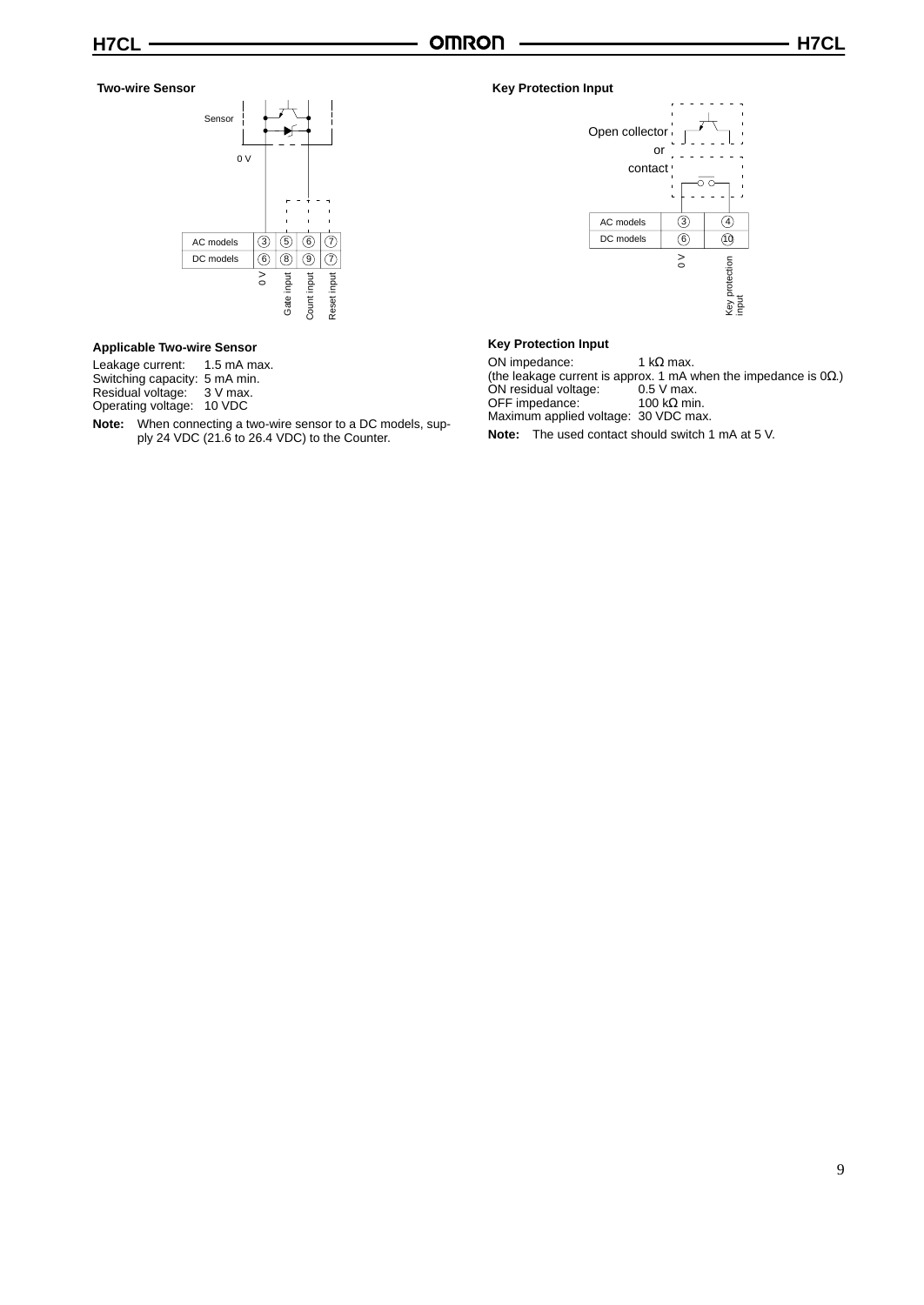**Two-wire Sensor**

| | | | | |
|---|---|---|---|---|
| AC models | 3 | 5 | 6 | 7 |
| DC models | 6 | 8 | 9 | 7 |
| | 0 V | Gate input | Count input | Reset input |

### Applicable Two-wire Sensor

Leakage current: 1.5 mA max.
Switching capacity: 5 mA min.
Residual voltage: 3 V max.
Operating voltage: 10 VDC

**Note:** When connecting a two-wire sensor to a DC models, supply 24 VDC (21.6 to 26.4 VDC) to the Counter.

**Key Protection Input**

Open collector or contact

| | | |
|---|---|---|
| AC models | 3 | 4 |
| DC models | 6 | 10 |
| | 0 V | Key protection input |

### Key Protection Input

ON impedance: 1 kΩ max.
(the leakage current is approx. 1 mA when the impedance is 0Ω.)
ON residual voltage: 0.5 V max.
OFF impedance: 100 kΩ min.
Maximum applied voltage: 30 VDC max.

**Note:** The used contact should switch 1 mA at 5 V.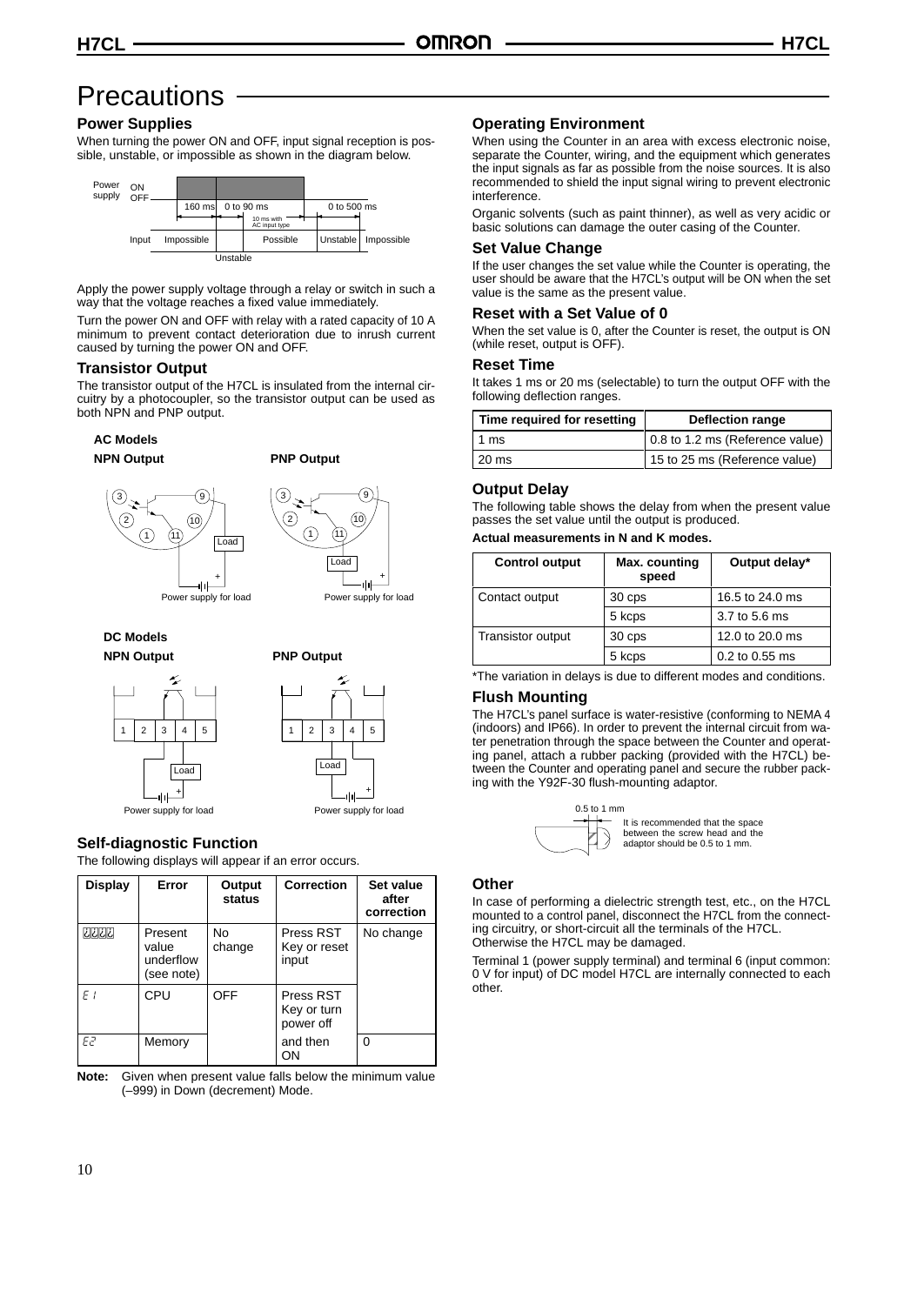# Precautions

## Power Supplies

When turning the power ON and OFF, input signal reception is possible, unstable, or impossible as shown in the diagram below.

Apply the power supply voltage through a relay or switch in such a way that the voltage reaches a fixed value immediately.

Turn the power ON and OFF with relay with a rated capacity of 10 A minimum to prevent contact deterioration due to inrush current caused by turning the power ON and OFF.

## Transistor Output

The transistor output of the H7CL is insulated from the internal circuitry by a photocoupler, so the transistor output can be used as both NPN and PNP output.

**AC Models**

**NPN Output** **PNP Output**

**DC Models**

**NPN Output** **PNP Output**

## Self-diagnostic Function

The following displays will appear if an error occurs.

| Display | Error | Output status | Correction | Set value after correction |
|---|---|---|---|---|
| uuuu | Present value underflow (see note) | No change | Press RST Key or reset input | No change |
| E1 | CPU | OFF | Press RST Key or turn power off and then ON | 0 |
| E2 | Memory | | | |

**Note:** Given when present value falls below the minimum value (–999) in Down (decrement) Mode.

## Operating Environment

When using the Counter in an area with excess electronic noise, separate the Counter, wiring, and the equipment which generates the input signals as far as possible from the noise sources. It is also recommended to shield the input signal wiring to prevent electronic interference.

Organic solvents (such as paint thinner), as well as very acidic or basic solutions can damage the outer casing of the Counter.

## Set Value Change

If the user changes the set value while the Counter is operating, the user should be aware that the H7CL's output will be ON when the set value is the same as the present value.

## Reset with a Set Value of 0

When the set value is 0, after the Counter is reset, the output is ON (while reset, output is OFF).

## Reset Time

It takes 1 ms or 20 ms (selectable) to turn the output OFF with the following deflection ranges.

| Time required for resetting | Deflection range |
|---|---|
| 1 ms | 0.8 to 1.2 ms (Reference value) |
| 20 ms | 15 to 25 ms (Reference value) |

## Output Delay

The following table shows the delay from when the present value passes the set value until the output is produced.

**Actual measurements in N and K modes.**

| Control output | Max. counting speed | Output delay* |
|---|---|---|
| Contact output | 30 cps | 16.5 to 24.0 ms |
| | 5 kcps | 3.7 to 5.6 ms |
| Transistor output | 30 cps | 12.0 to 20.0 ms |
| | 5 kcps | 0.2 to 0.55 ms |

*The variation in delays is due to different modes and conditions.

## Flush Mounting

The H7CL's panel surface is water-resistive (conforming to NEMA 4 (indoors) and IP66). In order to prevent the internal circuit from water penetration through the space between the Counter and operating panel, attach a rubber packing (provided with the H7CL) between the Counter and operating panel and secure the rubber packing with the Y92F-30 flush-mounting adaptor.

It is recommended that the space between the screw head and the adaptor should be 0.5 to 1 mm.

## Other

In case of performing a dielectric strength test, etc., on the H7CL mounted to a control panel, disconnect the H7CL from the connecting circuitry, or short-circuit all the terminals of the H7CL. Otherwise the H7CL may be damaged.

Terminal 1 (power supply terminal) and terminal 6 (input common: 0 V for input) of DC model H7CL are internally connected to each other.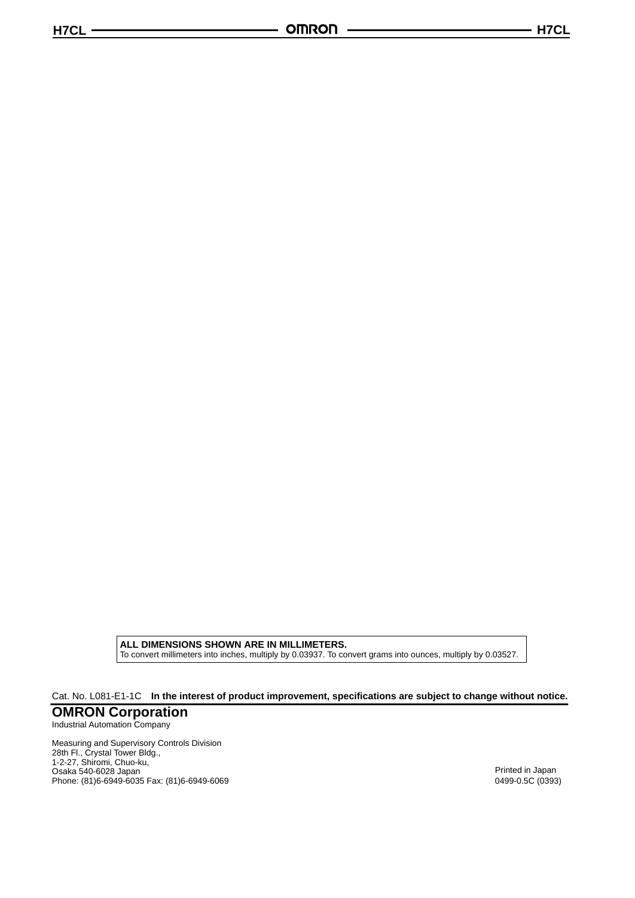**ALL DIMENSIONS SHOWN ARE IN MILLIMETERS.**
To convert millimeters into inches, multiply by 0.03937. To convert grams into ounces, multiply by 0.03527.

Cat. No. L081-E1-1C **In the interest of product improvement, specifications are subject to change without notice.**

## OMRON Corporation

Industrial Automation Company

Measuring and Supervisory Controls Division
28th Fl., Crystal Tower Bldg.,
1-2-27, Shiromi, Chuo-ku,
Osaka 540-6028 Japan
Phone: (81)6-6949-6035 Fax: (81)6-6949-6069

Printed in Japan
0499-0.5C (0393)